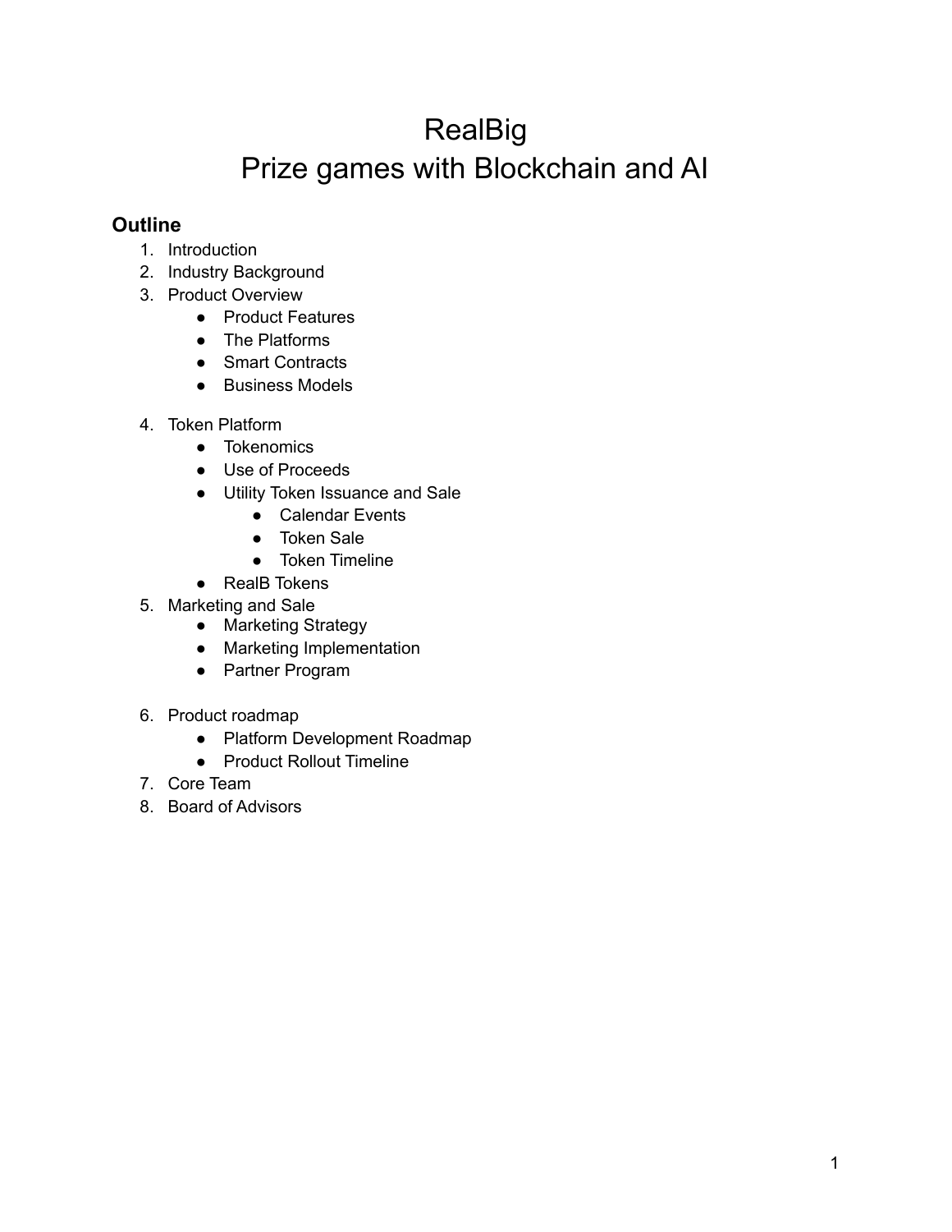# RealBig
# Prize games with Blockchain and AI

## Outline

1. Introduction
2. Industry Background
3. Product Overview
    - Product Features
    - The Platforms
    - Smart Contracts
    - Business Models
4. Token Platform
    - Tokenomics
    - Use of Proceeds
    - Utility Token Issuance and Sale
        - Calendar Events
        - Token Sale
        - Token Timeline
    - RealB Tokens
5. Marketing and Sale
    - Marketing Strategy
    - Marketing Implementation
    - Partner Program
6. Product roadmap
    - Platform Development Roadmap
    - Product Rollout Timeline
7. Core Team
8. Board of Advisors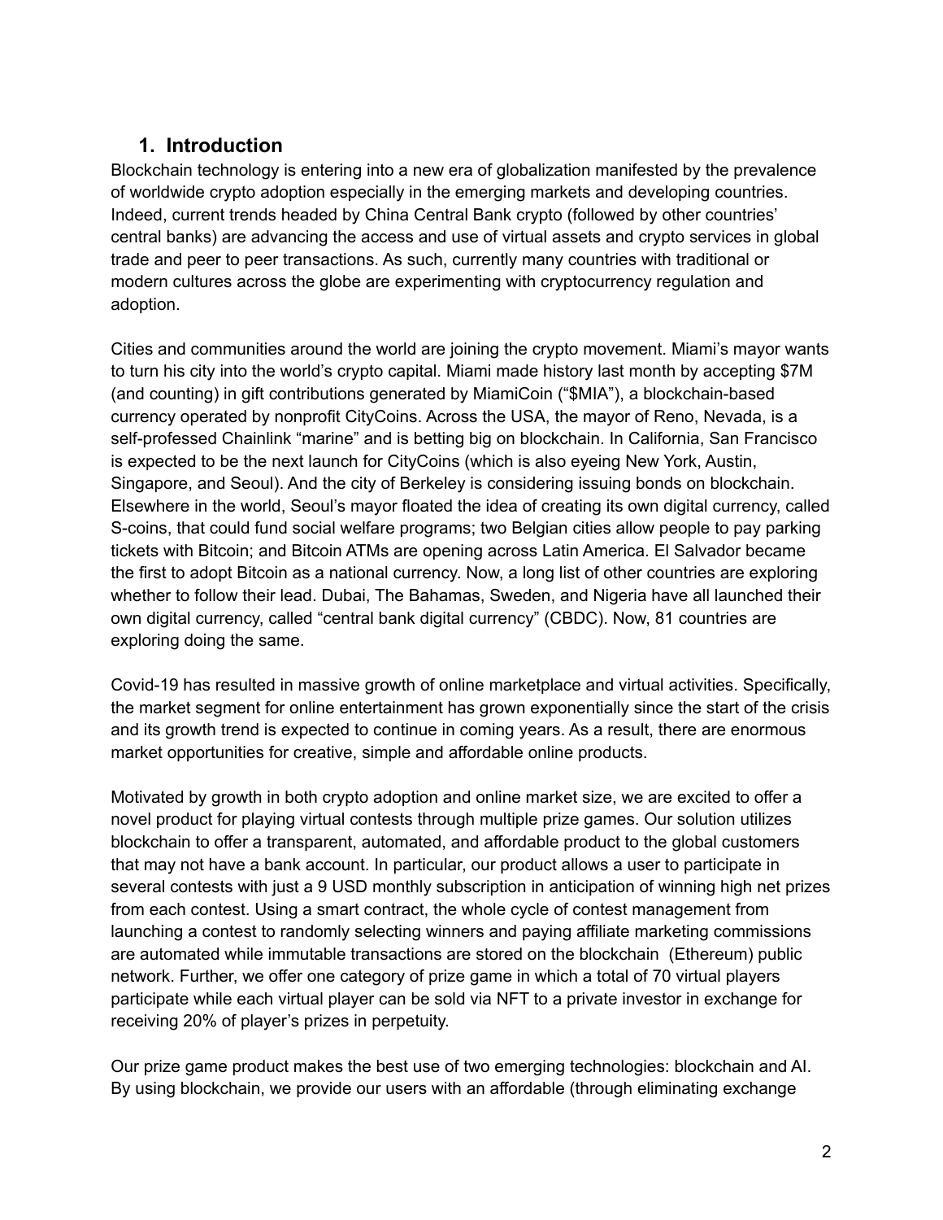## 1. Introduction

Blockchain technology is entering into a new era of globalization manifested by the prevalence of worldwide crypto adoption especially in the emerging markets and developing countries. Indeed, current trends headed by China Central Bank crypto (followed by other countries' central banks) are advancing the access and use of virtual assets and crypto services in global trade and peer to peer transactions. As such, currently many countries with traditional or modern cultures across the globe are experimenting with cryptocurrency regulation and adoption.

Cities and communities around the world are joining the crypto movement. Miami's mayor wants to turn his city into the world's crypto capital. Miami made history last month by accepting $7M (and counting) in gift contributions generated by MiamiCoin ("$MIA"), a blockchain-based currency operated by nonprofit CityCoins. Across the USA, the mayor of Reno, Nevada, is a self-professed Chainlink "marine" and is betting big on blockchain. In California, San Francisco is expected to be the next launch for CityCoins (which is also eyeing New York, Austin, Singapore, and Seoul). And the city of Berkeley is considering issuing bonds on blockchain. Elsewhere in the world, Seoul's mayor floated the idea of creating its own digital currency, called S-coins, that could fund social welfare programs; two Belgian cities allow people to pay parking tickets with Bitcoin; and Bitcoin ATMs are opening across Latin America. El Salvador became the first to adopt Bitcoin as a national currency. Now, a long list of other countries are exploring whether to follow their lead. Dubai, The Bahamas, Sweden, and Nigeria have all launched their own digital currency, called "central bank digital currency" (CBDC). Now, 81 countries are exploring doing the same.

Covid-19 has resulted in massive growth of online marketplace and virtual activities. Specifically, the market segment for online entertainment has grown exponentially since the start of the crisis and its growth trend is expected to continue in coming years. As a result, there are enormous market opportunities for creative, simple and affordable online products.

Motivated by growth in both crypto adoption and online market size, we are excited to offer a novel product for playing virtual contests through multiple prize games. Our solution utilizes blockchain to offer a transparent, automated, and affordable product to the global customers that may not have a bank account. In particular, our product allows a user to participate in several contests with just a 9 USD monthly subscription in anticipation of winning high net prizes from each contest. Using a smart contract, the whole cycle of contest management from launching a contest to randomly selecting winners and paying affiliate marketing commissions are automated while immutable transactions are stored on the blockchain (Ethereum) public network. Further, we offer one category of prize game in which a total of 70 virtual players participate while each virtual player can be sold via NFT to a private investor in exchange for receiving 20% of player's prizes in perpetuity.

Our prize game product makes the best use of two emerging technologies: blockchain and AI. By using blockchain, we provide our users with an affordable (through eliminating exchange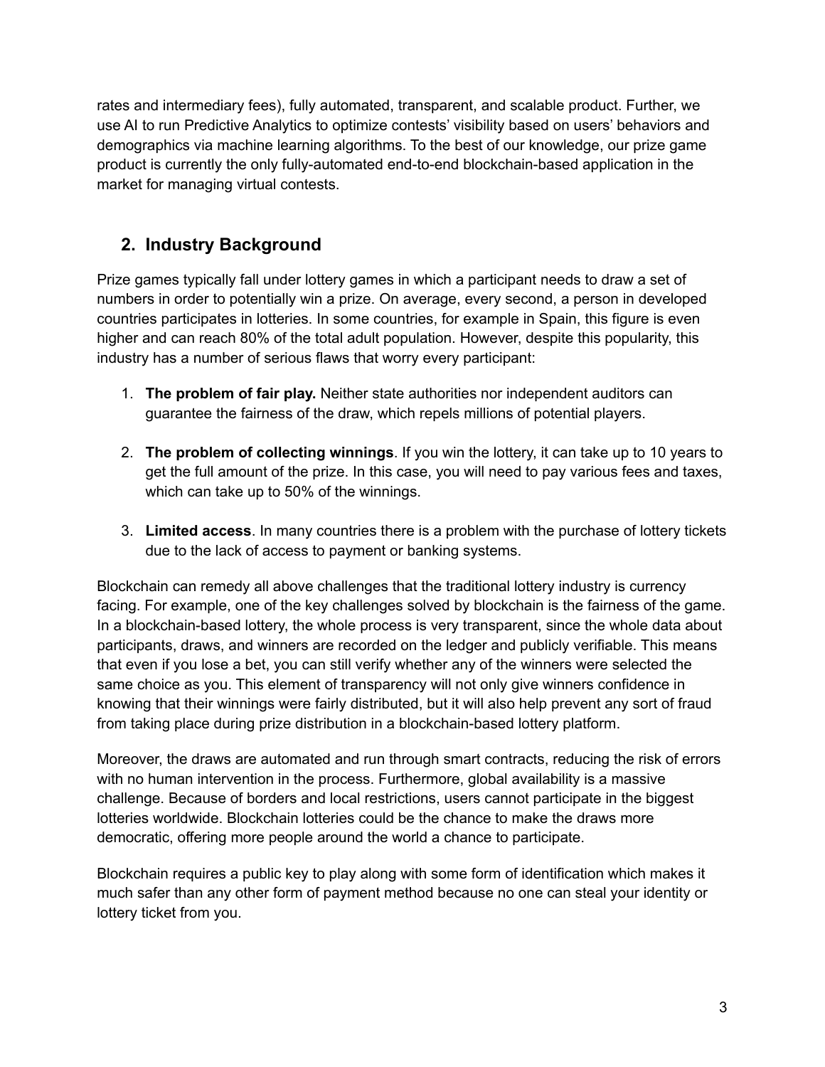rates and intermediary fees), fully automated, transparent, and scalable product. Further, we use AI to run Predictive Analytics to optimize contests' visibility based on users' behaviors and demographics via machine learning algorithms. To the best of our knowledge, our prize game product is currently the only fully-automated end-to-end blockchain-based application in the market for managing virtual contests.

## 2. Industry Background

Prize games typically fall under lottery games in which a participant needs to draw a set of numbers in order to potentially win a prize. On average, every second, a person in developed countries participates in lotteries. In some countries, for example in Spain, this figure is even higher and can reach 80% of the total adult population. However, despite this popularity, this industry has a number of serious flaws that worry every participant:

1. **The problem of fair play.** Neither state authorities nor independent auditors can guarantee the fairness of the draw, which repels millions of potential players.

2. **The problem of collecting winnings**. If you win the lottery, it can take up to 10 years to get the full amount of the prize. In this case, you will need to pay various fees and taxes, which can take up to 50% of the winnings.

3. **Limited access**. In many countries there is a problem with the purchase of lottery tickets due to the lack of access to payment or banking systems.

Blockchain can remedy all above challenges that the traditional lottery industry is currency facing. For example, one of the key challenges solved by blockchain is the fairness of the game. In a blockchain-based lottery, the whole process is very transparent, since the whole data about participants, draws, and winners are recorded on the ledger and publicly verifiable. This means that even if you lose a bet, you can still verify whether any of the winners were selected the same choice as you. This element of transparency will not only give winners confidence in knowing that their winnings were fairly distributed, but it will also help prevent any sort of fraud from taking place during prize distribution in a blockchain-based lottery platform.

Moreover, the draws are automated and run through smart contracts, reducing the risk of errors with no human intervention in the process. Furthermore, global availability is a massive challenge. Because of borders and local restrictions, users cannot participate in the biggest lotteries worldwide. Blockchain lotteries could be the chance to make the draws more democratic, offering more people around the world a chance to participate.

Blockchain requires a public key to play along with some form of identification which makes it much safer than any other form of payment method because no one can steal your identity or lottery ticket from you.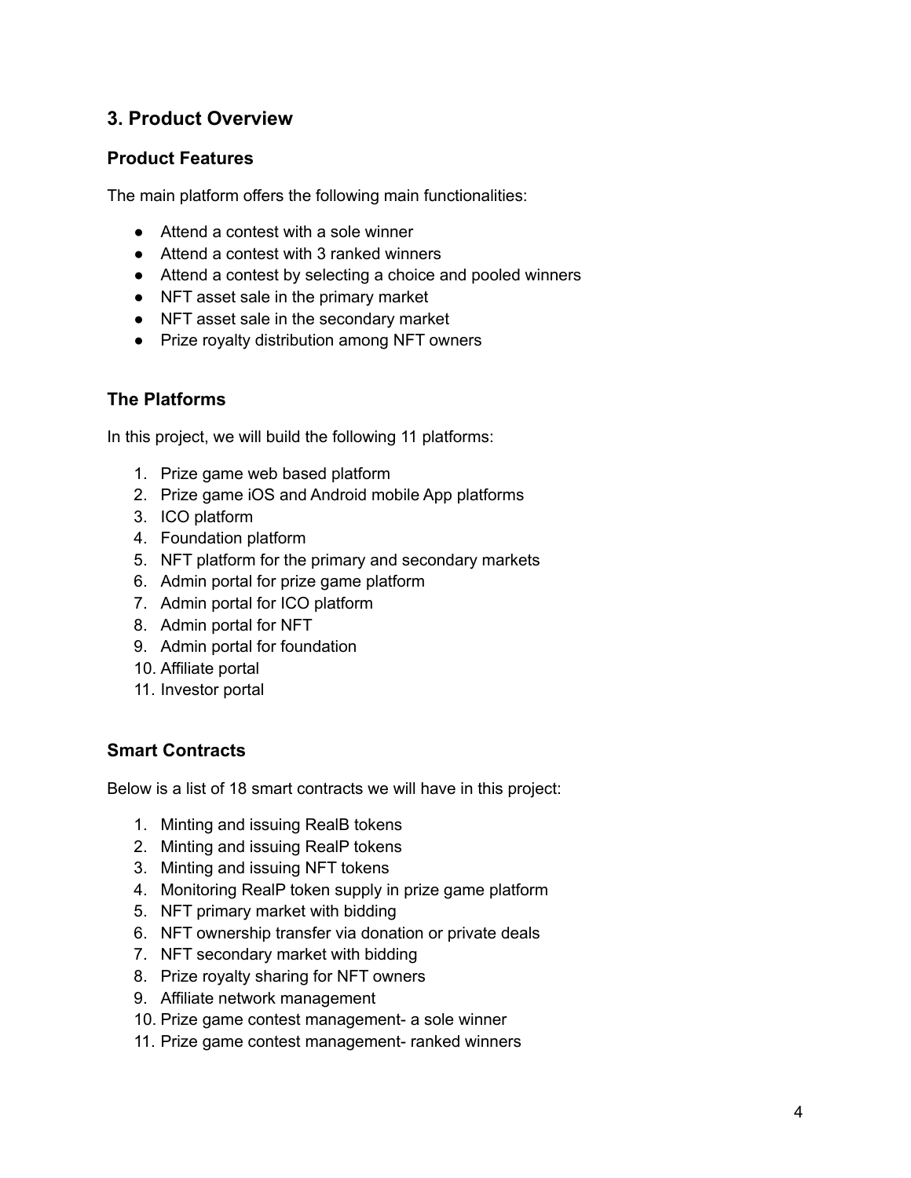## 3. Product Overview

### Product Features

The main platform offers the following main functionalities:

- Attend a contest with a sole winner
- Attend a contest with 3 ranked winners
- Attend a contest by selecting a choice and pooled winners
- NFT asset sale in the primary market
- NFT asset sale in the secondary market
- Prize royalty distribution among NFT owners

### The Platforms

In this project, we will build the following 11 platforms:

1. Prize game web based platform
2. Prize game iOS and Android mobile App platforms
3. ICO platform
4. Foundation platform
5. NFT platform for the primary and secondary markets
6. Admin portal for prize game platform
7. Admin portal for ICO platform
8. Admin portal for NFT
9. Admin portal for foundation
10. Affiliate portal
11. Investor portal

### Smart Contracts

Below is a list of 18 smart contracts we will have in this project:

1. Minting and issuing RealB tokens
2. Minting and issuing RealP tokens
3. Minting and issuing NFT tokens
4. Monitoring RealP token supply in prize game platform
5. NFT primary market with bidding
6. NFT ownership transfer via donation or private deals
7. NFT secondary market with bidding
8. Prize royalty sharing for NFT owners
9. Affiliate network management
10. Prize game contest management- a sole winner
11. Prize game contest management- ranked winners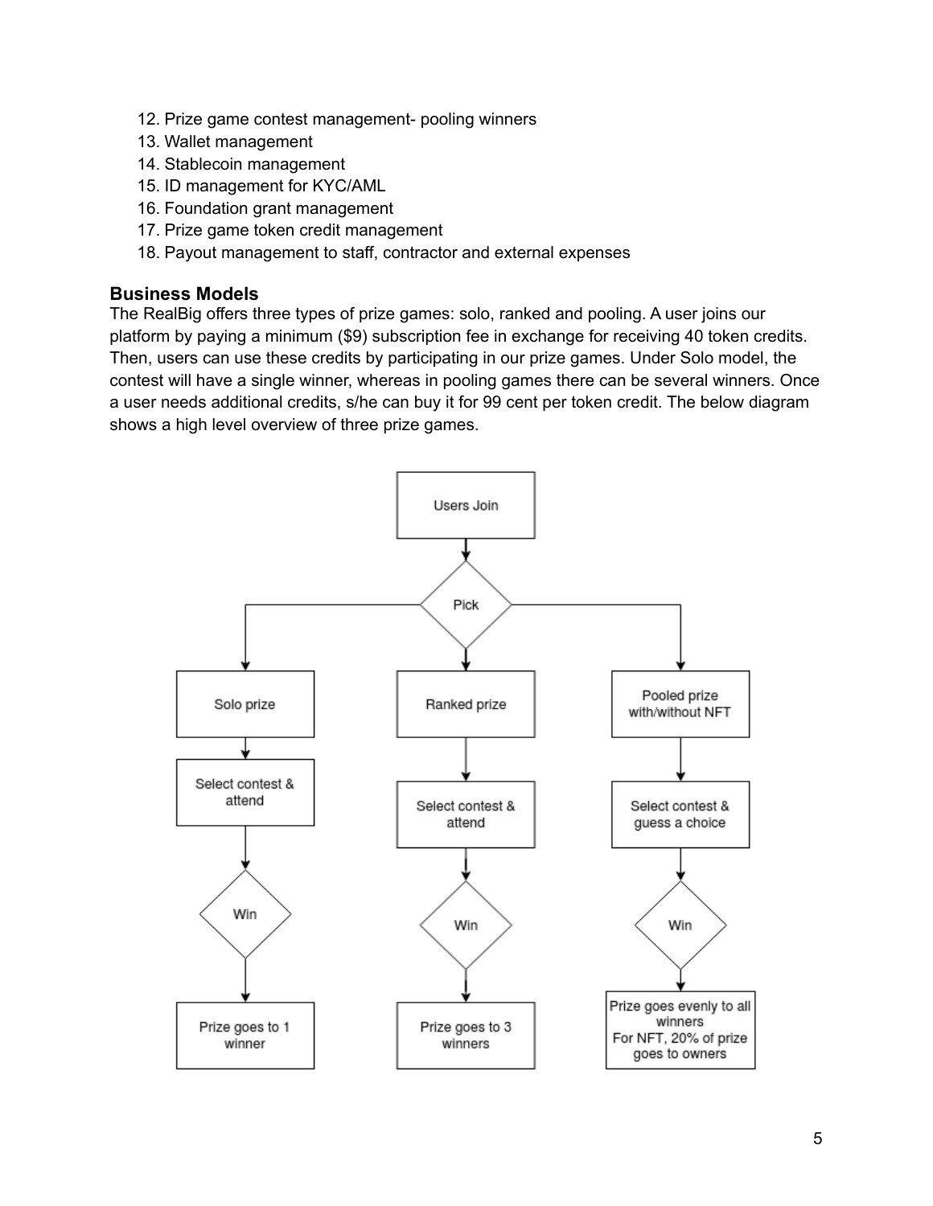12. Prize game contest management- pooling winners
13. Wallet management
14. Stablecoin management
15. ID management for KYC/AML
16. Foundation grant management
17. Prize game token credit management
18. Payout management to staff, contractor and external expenses

### Business Models

The RealBig offers three types of prize games: solo, ranked and pooling. A user joins our platform by paying a minimum ($9) subscription fee in exchange for receiving 40 token credits. Then, users can use these credits by participating in our prize games. Under Solo model, the contest will have a single winner, whereas in pooling games there can be several winners. Once a user needs additional credits, s/he can buy it for 99 cent per token credit. The below diagram shows a high level overview of three prize games.

```
                              Users Join
                                  |
                                 Pick
            ______________________|______________________
           |                      |                      |
      Solo prize            Ranked prize        Pooled prize with/without NFT
           |                      |                      |
  Select contest & attend  Select contest & attend  Select contest & guess a choice
           |                      |                      |
          Win                    Win                    Win
           |                      |                      |
  Prize goes to 1 winner  Prize goes to 3 winners  Prize goes evenly to all winners
                                                   For NFT, 20% of prize goes to owners
```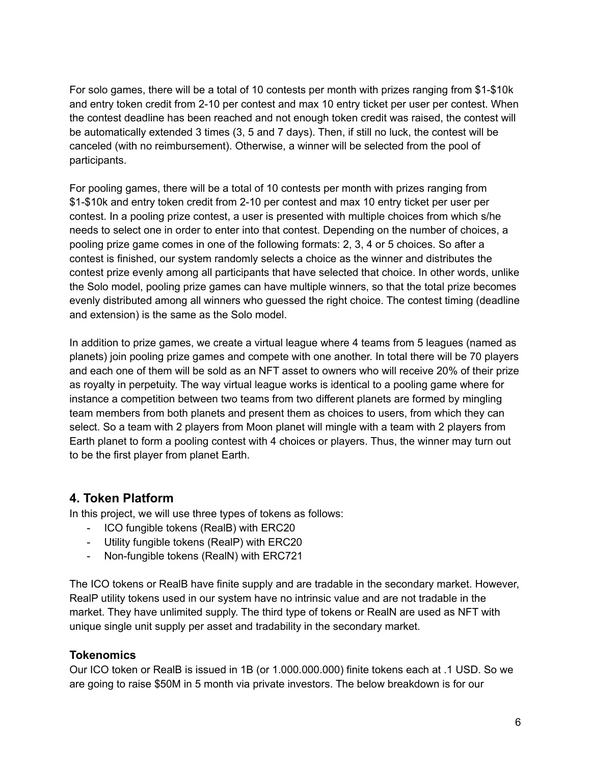For solo games, there will be a total of 10 contests per month with prizes ranging from $1-$10k and entry token credit from 2-10 per contest and max 10 entry ticket per user per contest. When the contest deadline has been reached and not enough token credit was raised, the contest will be automatically extended 3 times (3, 5 and 7 days). Then, if still no luck, the contest will be canceled (with no reimbursement). Otherwise, a winner will be selected from the pool of participants.

For pooling games, there will be a total of 10 contests per month with prizes ranging from $1-$10k and entry token credit from 2-10 per contest and max 10 entry ticket per user per contest. In a pooling prize contest, a user is presented with multiple choices from which s/he needs to select one in order to enter into that contest. Depending on the number of choices, a pooling prize game comes in one of the following formats: 2, 3, 4 or 5 choices. So after a contest is finished, our system randomly selects a choice as the winner and distributes the contest prize evenly among all participants that have selected that choice. In other words, unlike the Solo model, pooling prize games can have multiple winners, so that the total prize becomes evenly distributed among all winners who guessed the right choice. The contest timing (deadline and extension) is the same as the Solo model.

In addition to prize games, we create a virtual league where 4 teams from 5 leagues (named as planets) join pooling prize games and compete with one another. In total there will be 70 players and each one of them will be sold as an NFT asset to owners who will receive 20% of their prize as royalty in perpetuity. The way virtual league works is identical to a pooling game where for instance a competition between two teams from two different planets are formed by mingling team members from both planets and present them as choices to users, from which they can select. So a team with 2 players from Moon planet will mingle with a team with 2 players from Earth planet to form a pooling contest with 4 choices or players. Thus, the winner may turn out to be the first player from planet Earth.

## 4. Token Platform

In this project, we will use three types of tokens as follows:

- ICO fungible tokens (RealB) with ERC20
- Utility fungible tokens (RealP) with ERC20
- Non-fungible tokens (RealN) with ERC721

The ICO tokens or RealB have finite supply and are tradable in the secondary market. However, RealP utility tokens used in our system have no intrinsic value and are not tradable in the market. They have unlimited supply. The third type of tokens or RealN are used as NFT with unique single unit supply per asset and tradability in the secondary market.

### Tokenomics

Our ICO token or RealB is issued in 1B (or 1.000.000.000) finite tokens each at .1 USD. So we are going to raise $50M in 5 month via private investors. The below breakdown is for our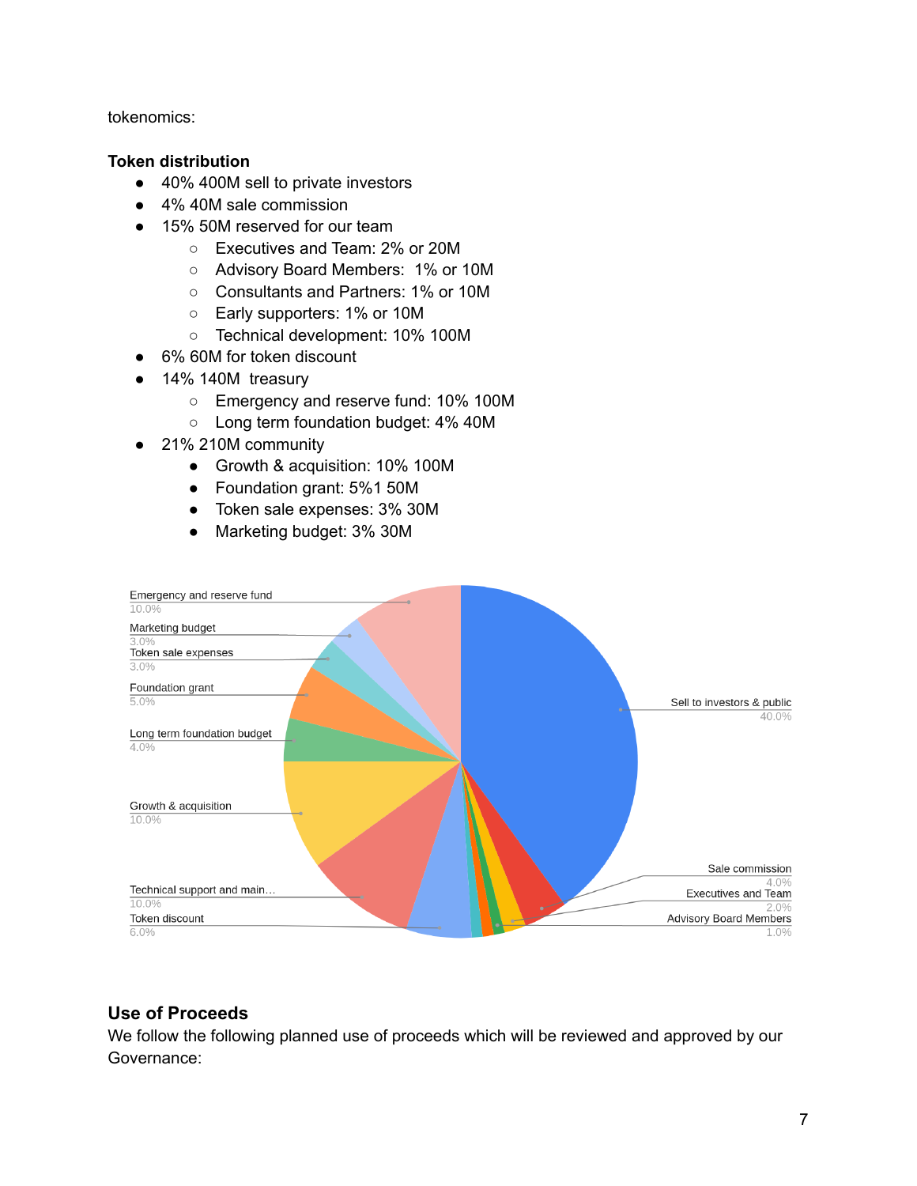tokenomics:

**Token distribution**

- 40% 400M sell to private investors
- 4% 40M sale commission
- 15% 50M reserved for our team
    - Executives and Team: 2% or 20M
    - Advisory Board Members:  1% or 10M
    - Consultants and Partners: 1% or 10M
    - Early supporters: 1% or 10M
    - Technical development: 10% 100M
- 6% 60M for token discount
- 14% 140M  treasury
    - Emergency and reserve fund: 10% 100M
    - Long term foundation budget: 4% 40M
- 21% 210M community
    - Growth & acquisition: 10% 100M
    - Foundation grant: 5%1 50M
    - Token sale expenses: 3% 30M
    - Marketing budget: 3% 30M

Emergency and reserve fund 10.0%
Marketing budget 3.0%
Token sale expenses 3.0%
Foundation grant 5.0%
Long term foundation budget 4.0%
Growth & acquisition 10.0%
Technical support and main… 10.0%
Token discount 6.0%
Sell to investors & public 40.0%
Sale commission 4.0%
Executives and Team 2.0%
Advisory Board Members 1.0%

**Use of Proceeds**

We follow the following planned use of proceeds which will be reviewed and approved by our Governance: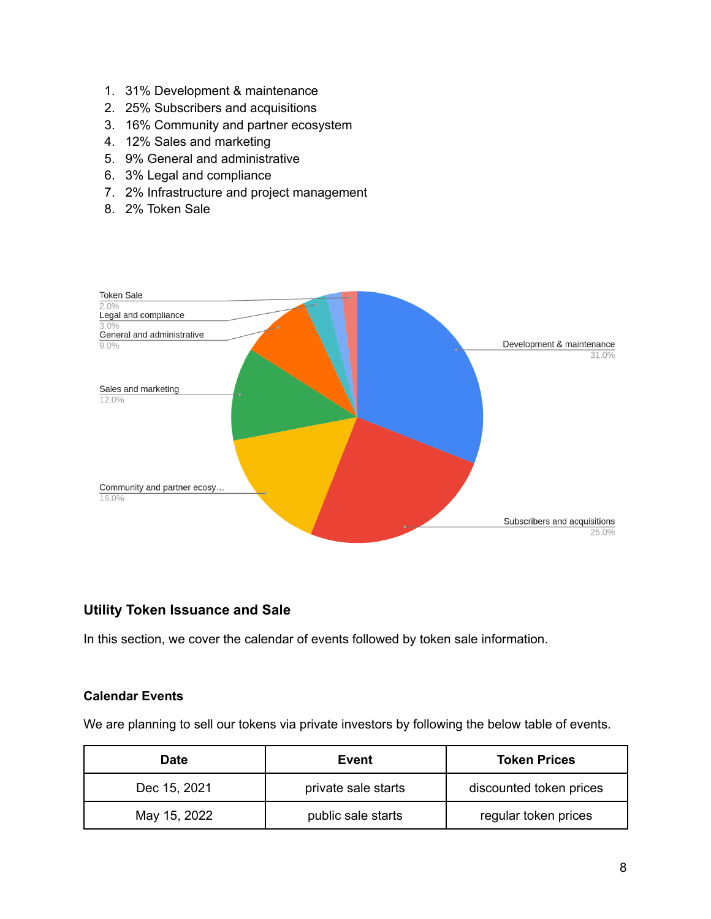1. 31% Development & maintenance
2. 25% Subscribers and acquisitions
3. 16% Community and partner ecosystem
4. 12% Sales and marketing
5. 9% General and administrative
6. 3% Legal and compliance
7. 2% Infrastructure and project management
8. 2% Token Sale

### Utility Token Issuance and Sale

In this section, we cover the calendar of events followed by token sale information.

#### Calendar Events

We are planning to sell our tokens via private investors by following the below table of events.

| Date | Event | Token Prices |
| --- | --- | --- |
| Dec 15, 2021 | private sale starts | discounted token prices |
| May 15, 2022 | public sale starts | regular token prices |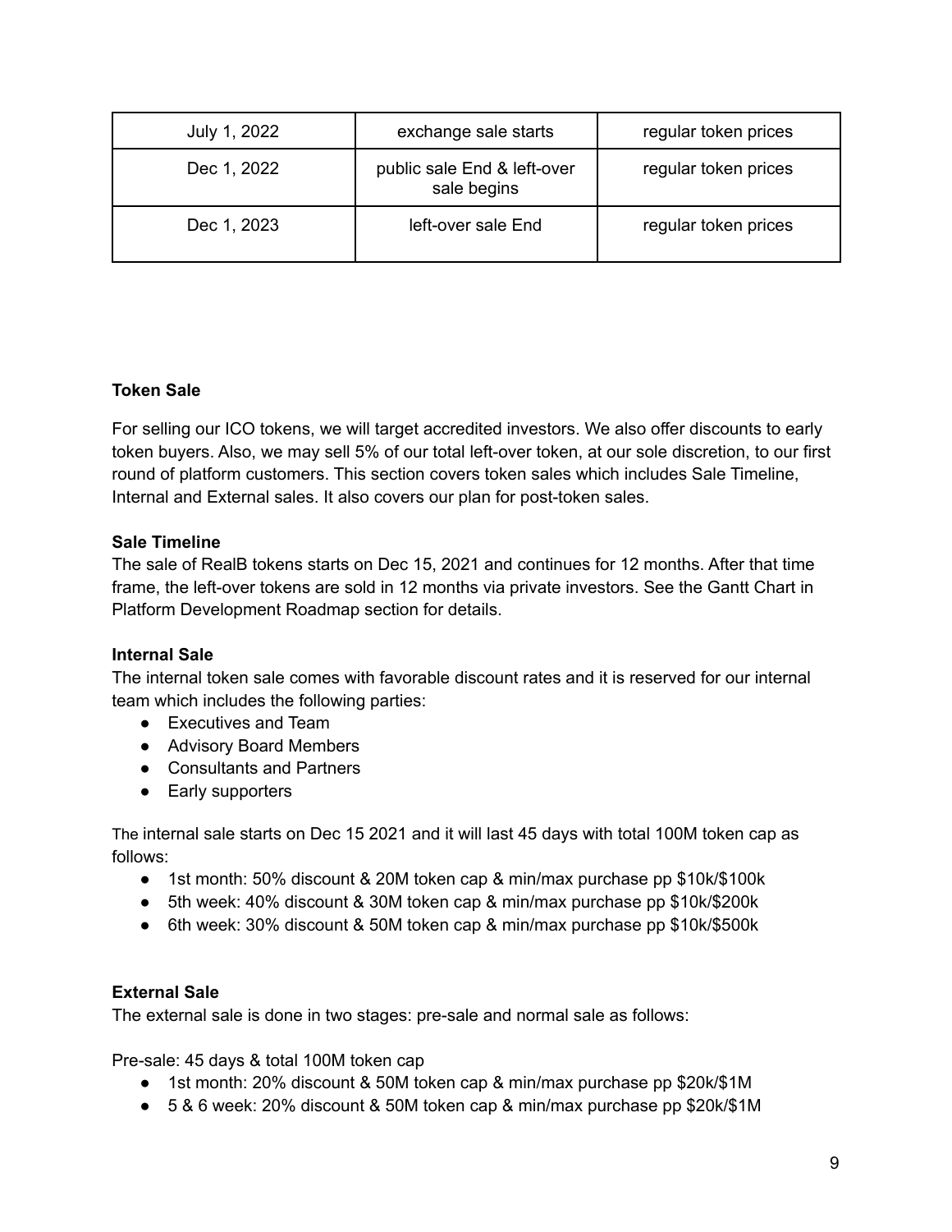| July 1, 2022 | exchange sale starts | regular token prices |
| --- | --- | --- |
| Dec 1, 2022 | public sale End & left-over sale begins | regular token prices |
| Dec 1, 2023 | left-over sale End | regular token prices |

**Token Sale**

For selling our ICO tokens, we will target accredited investors. We also offer discounts to early token buyers. Also, we may sell 5% of our total left-over token, at our sole discretion, to our first round of platform customers. This section covers token sales which includes Sale Timeline, Internal and External sales. It also covers our plan for post-token sales.

**Sale Timeline**

The sale of RealB tokens starts on Dec 15, 2021 and continues for 12 months. After that time frame, the left-over tokens are sold in 12 months via private investors. See the Gantt Chart in Platform Development Roadmap section for details.

**Internal Sale**

The internal token sale comes with favorable discount rates and it is reserved for our internal team which includes the following parties:

- Executives and Team
- Advisory Board Members
- Consultants and Partners
- Early supporters

The internal sale starts on Dec 15 2021 and it will last 45 days with total 100M token cap as follows:

- 1st month: 50% discount & 20M token cap & min/max purchase pp $10k/$100k
- 5th week: 40% discount & 30M token cap & min/max purchase pp $10k/$200k
- 6th week: 30% discount & 50M token cap & min/max purchase pp $10k/$500k

**External Sale**

The external sale is done in two stages: pre-sale and normal sale as follows:

Pre-sale: 45 days & total 100M token cap

- 1st month: 20% discount & 50M token cap & min/max purchase pp $20k/$1M
- 5 & 6 week: 20% discount & 50M token cap & min/max purchase pp $20k/$1M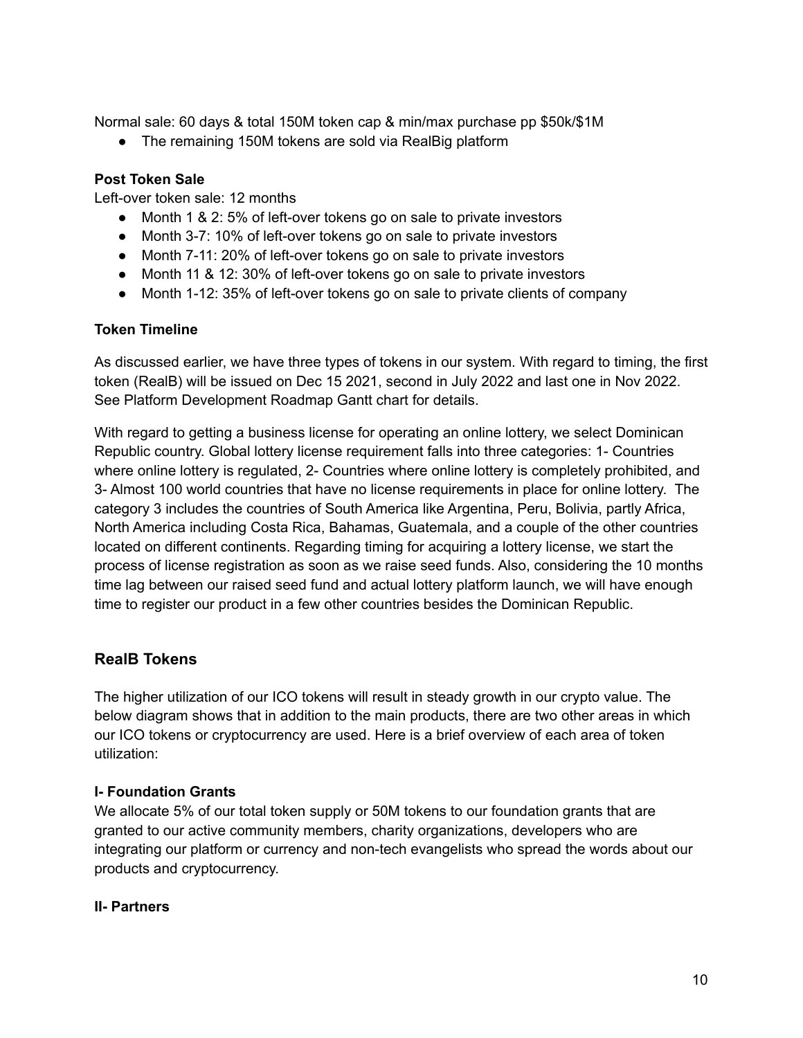Normal sale: 60 days & total 150M token cap & min/max purchase pp $50k/$1M

- The remaining 150M tokens are sold via RealBig platform

**Post Token Sale**

Left-over token sale: 12 months

- Month 1 & 2: 5% of left-over tokens go on sale to private investors
- Month 3-7: 10% of left-over tokens go on sale to private investors
- Month 7-11: 20% of left-over tokens go on sale to private investors
- Month 11 & 12: 30% of left-over tokens go on sale to private investors
- Month 1-12: 35% of left-over tokens go on sale to private clients of company

**Token Timeline**

As discussed earlier, we have three types of tokens in our system. With regard to timing, the first token (RealB) will be issued on Dec 15 2021, second in July 2022 and last one in Nov 2022. See Platform Development Roadmap Gantt chart for details.

With regard to getting a business license for operating an online lottery, we select Dominican Republic country. Global lottery license requirement falls into three categories: 1- Countries where online lottery is regulated, 2- Countries where online lottery is completely prohibited, and 3- Almost 100 world countries that have no license requirements in place for online lottery. The category 3 includes the countries of South America like Argentina, Peru, Bolivia, partly Africa, North America including Costa Rica, Bahamas, Guatemala, and a couple of the other countries located on different continents. Regarding timing for acquiring a lottery license, we start the process of license registration as soon as we raise seed funds. Also, considering the 10 months time lag between our raised seed fund and actual lottery platform launch, we will have enough time to register our product in a few other countries besides the Dominican Republic.

## RealB Tokens

The higher utilization of our ICO tokens will result in steady growth in our crypto value. The below diagram shows that in addition to the main products, there are two other areas in which our ICO tokens or cryptocurrency are used. Here is a brief overview of each area of token utilization:

**I- Foundation Grants**

We allocate 5% of our total token supply or 50M tokens to our foundation grants that are granted to our active community members, charity organizations, developers who are integrating our platform or currency and non-tech evangelists who spread the words about our products and cryptocurrency.

**II- Partners**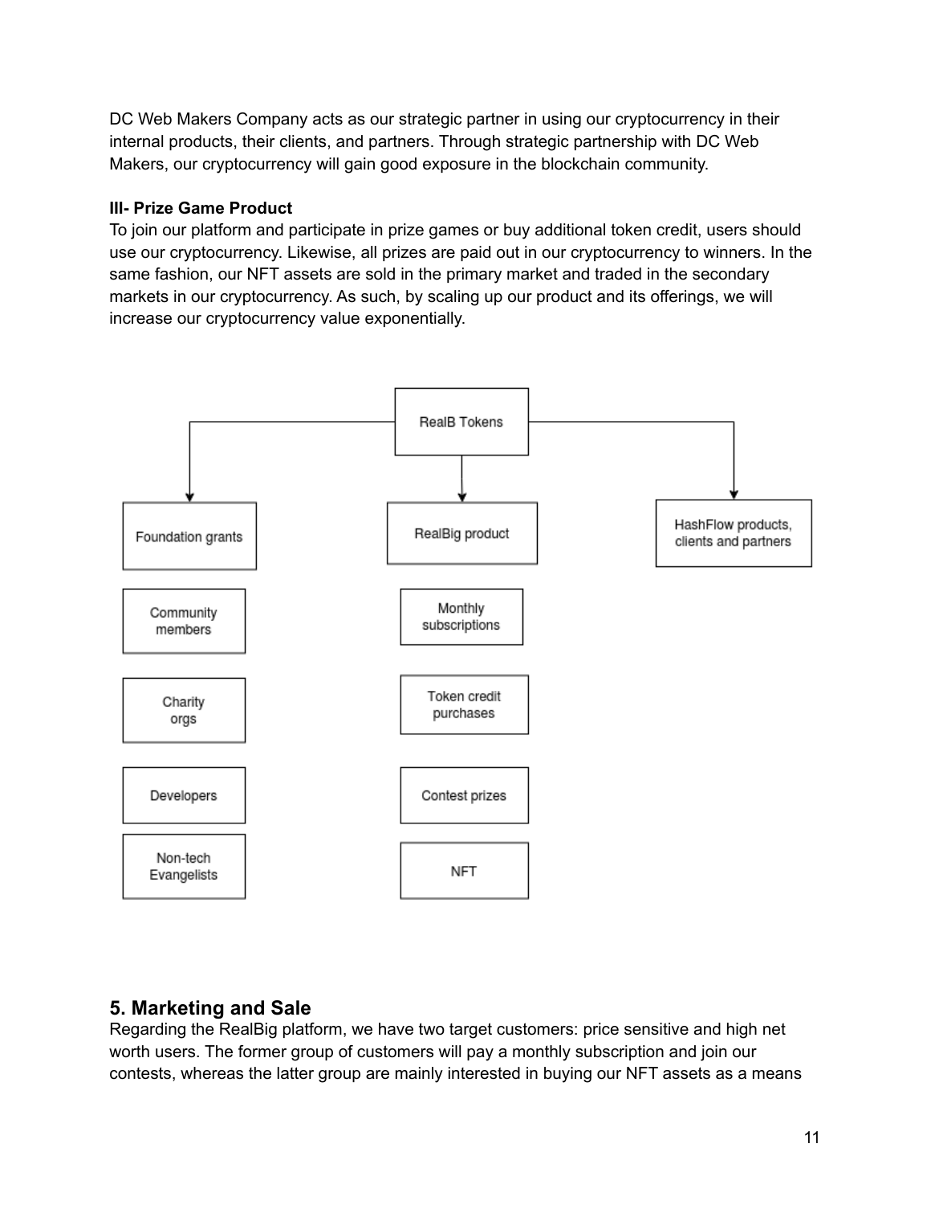DC Web Makers Company acts as our strategic partner in using our cryptocurrency in their internal products, their clients, and partners. Through strategic partnership with DC Web Makers, our cryptocurrency will gain good exposure in the blockchain community.

**III- Prize Game Product**

To join our platform and participate in prize games or buy additional token credit, users should use our cryptocurrency. Likewise, all prizes are paid out in our cryptocurrency to winners. In the same fashion, our NFT assets are sold in the primary market and traded in the secondary markets in our cryptocurrency. As such, by scaling up our product and its offerings, we will increase our cryptocurrency value exponentially.

RealB Tokens

- Foundation grants
  - Community members
  - Charity orgs
  - Developers
  - Non-tech Evangelists
- RealBig product
  - Monthly subscriptions
  - Token credit purchases
  - Contest prizes
  - NFT
- HashFlow products, clients and partners

## 5. Marketing and Sale

Regarding the RealBig platform, we have two target customers: price sensitive and high net worth users. The former group of customers will pay a monthly subscription and join our contests, whereas the latter group are mainly interested in buying our NFT assets as a means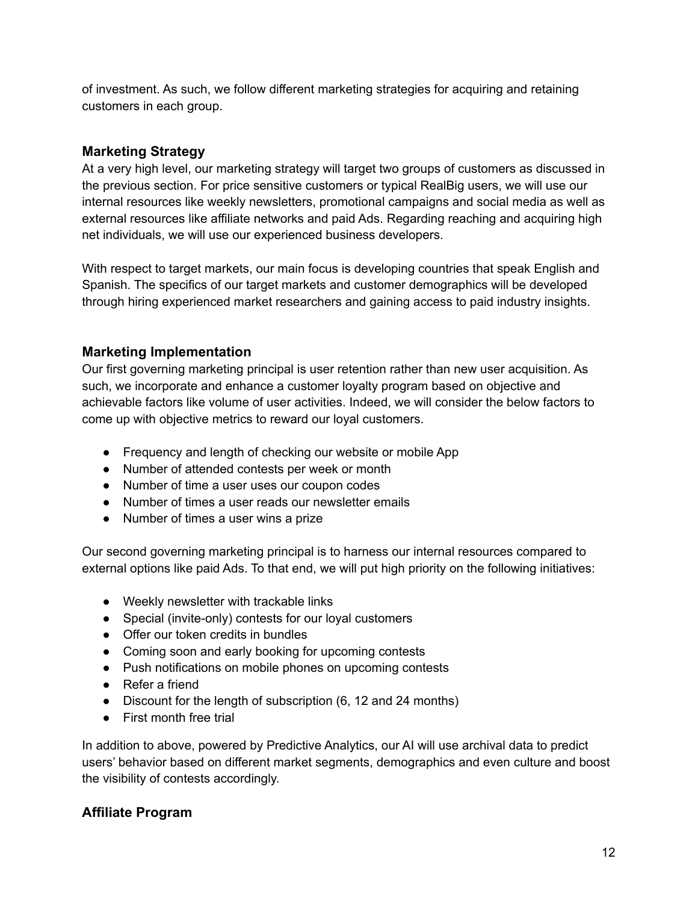of investment. As such, we follow different marketing strategies for acquiring and retaining customers in each group.

### Marketing Strategy

At a very high level, our marketing strategy will target two groups of customers as discussed in the previous section. For price sensitive customers or typical RealBig users, we will use our internal resources like weekly newsletters, promotional campaigns and social media as well as external resources like affiliate networks and paid Ads. Regarding reaching and acquiring high net individuals, we will use our experienced business developers.

With respect to target markets, our main focus is developing countries that speak English and Spanish. The specifics of our target markets and customer demographics will be developed through hiring experienced market researchers and gaining access to paid industry insights.

### Marketing Implementation

Our first governing marketing principal is user retention rather than new user acquisition. As such, we incorporate and enhance a customer loyalty program based on objective and achievable factors like volume of user activities. Indeed, we will consider the below factors to come up with objective metrics to reward our loyal customers.

- Frequency and length of checking our website or mobile App
- Number of attended contests per week or month
- Number of time a user uses our coupon codes
- Number of times a user reads our newsletter emails
- Number of times a user wins a prize

Our second governing marketing principal is to harness our internal resources compared to external options like paid Ads. To that end, we will put high priority on the following initiatives:

- Weekly newsletter with trackable links
- Special (invite-only) contests for our loyal customers
- Offer our token credits in bundles
- Coming soon and early booking for upcoming contests
- Push notifications on mobile phones on upcoming contests
- Refer a friend
- Discount for the length of subscription (6, 12 and 24 months)
- First month free trial

In addition to above, powered by Predictive Analytics, our AI will use archival data to predict users' behavior based on different market segments, demographics and even culture and boost the visibility of contests accordingly.

### Affiliate Program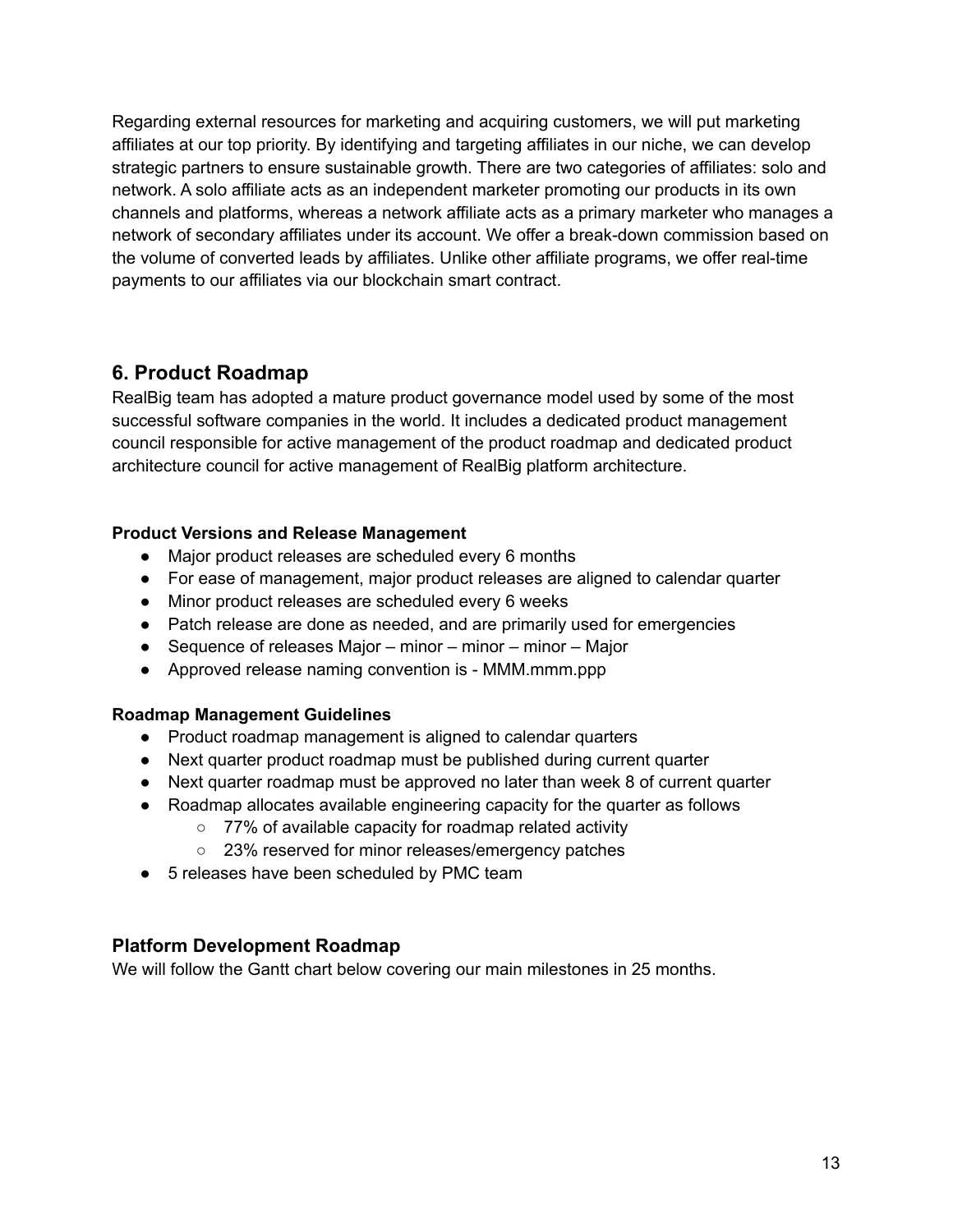Regarding external resources for marketing and acquiring customers, we will put marketing affiliates at our top priority. By identifying and targeting affiliates in our niche, we can develop strategic partners to ensure sustainable growth. There are two categories of affiliates: solo and network. A solo affiliate acts as an independent marketer promoting our products in its own channels and platforms, whereas a network affiliate acts as a primary marketer who manages a network of secondary affiliates under its account. We offer a break-down commission based on the volume of converted leads by affiliates. Unlike other affiliate programs, we offer real-time payments to our affiliates via our blockchain smart contract.

## 6. Product Roadmap

RealBig team has adopted a mature product governance model used by some of the most successful software companies in the world. It includes a dedicated product management council responsible for active management of the product roadmap and dedicated product architecture council for active management of RealBig platform architecture.

**Product Versions and Release Management**

- Major product releases are scheduled every 6 months
- For ease of management, major product releases are aligned to calendar quarter
- Minor product releases are scheduled every 6 weeks
- Patch release are done as needed, and are primarily used for emergencies
- Sequence of releases Major – minor – minor – minor – Major
- Approved release naming convention is - MMM.mmm.ppp

**Roadmap Management Guidelines**

- Product roadmap management is aligned to calendar quarters
- Next quarter product roadmap must be published during current quarter
- Next quarter roadmap must be approved no later than week 8 of current quarter
- Roadmap allocates available engineering capacity for the quarter as follows
  - 77% of available capacity for roadmap related activity
  - 23% reserved for minor releases/emergency patches
- 5 releases have been scheduled by PMC team

### Platform Development Roadmap

We will follow the Gantt chart below covering our main milestones in 25 months.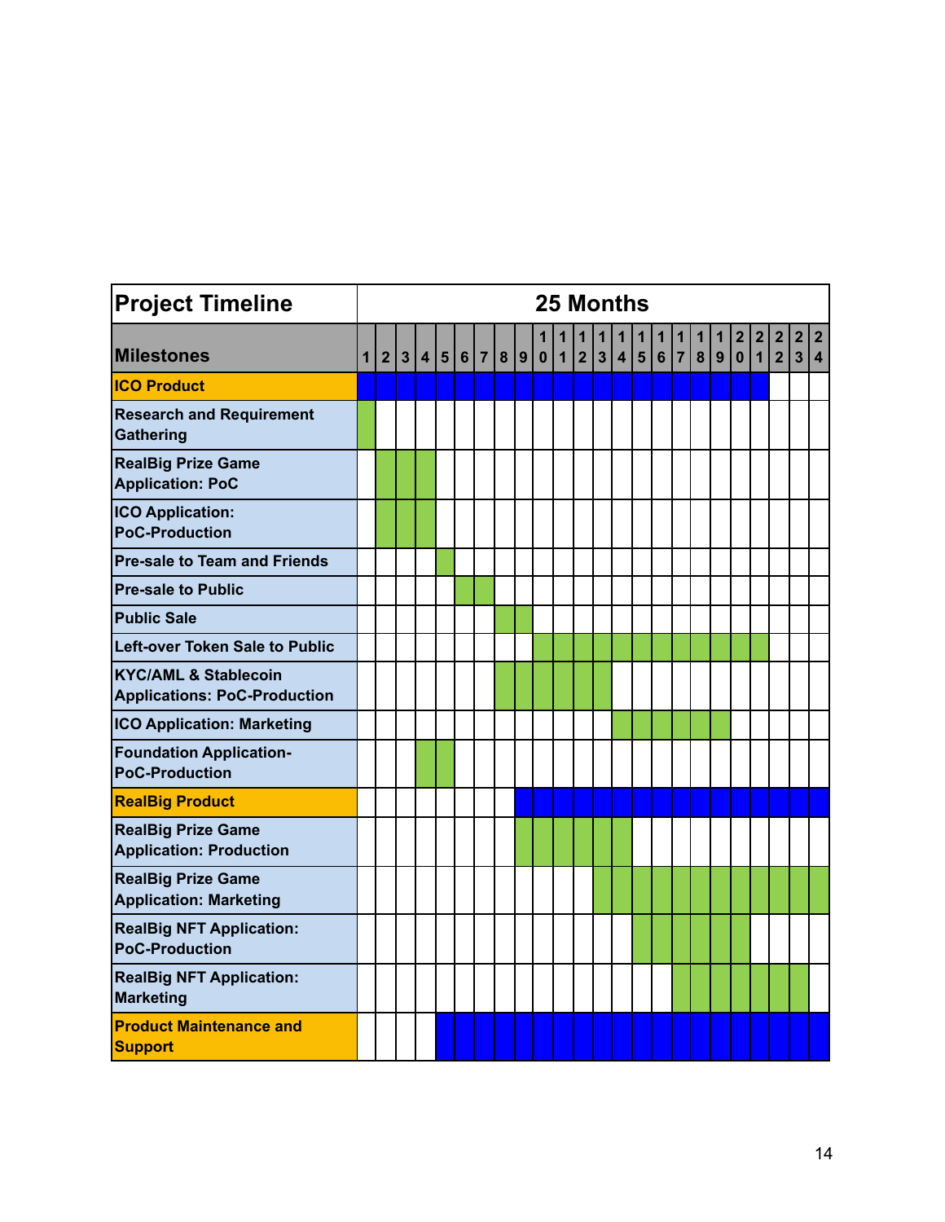| Project Timeline | 25 Months | | | | | | | | | | | | | | | | | | | | | | | |
|---|---|---|---|---|---|---|---|---|---|---|---|---|---|---|---|---|---|---|---|---|---|---|---|---|
| **Milestones** | 1 | 2 | 3 | 4 | 5 | 6 | 7 | 8 | 9 | 10 | 11 | 12 | 13 | 14 | 15 | 16 | 17 | 18 | 19 | 20 | 21 | 22 | 23 | 24 |
| **ICO Product** | X | X | X | X | X | X | X | X | X | X | X | X | X | X | X | X | X | X | X | X | X | | | |
| **Research and Requirement Gathering** | X | | | | | | | | | | | | | | | | | | | | | | | |
| **RealBig Prize Game Application: PoC** | | X | X | X | | | | | | | | | | | | | | | | | | | | |
| **ICO Application: PoC-Production** | | X | X | X | | | | | | | | | | | | | | | | | | | | |
| **Pre-sale to Team and Friends** | | | | | X | | | | | | | | | | | | | | | | | | | |
| **Pre-sale to Public** | | | | | | X | X | | | | | | | | | | | | | | | | | |
| **Public Sale** | | | | | | | | X | X | | | | | | | | | | | | | | | |
| **Left-over Token Sale to Public** | | | | | | | | | | X | X | X | X | X | X | X | X | X | X | X | X | | | |
| **KYC/AML & Stablecoin Applications: PoC-Production** | | | | | | | | X | X | X | X | X | X | | | | | | | | | | | |
| **ICO Application: Marketing** | | | | | | | | | | | | | | X | X | X | X | X | X | | | | | |
| **Foundation Application-PoC-Production** | | | | X | X | | | | | | | | | | | | | | | | | | | |
| **RealBig Product** | | | | | | | | | X | X | X | X | X | X | X | X | X | X | X | X | X | X | X | X |
| **RealBig Prize Game Application: Production** | | | | | | | | | X | X | X | X | X | X | | | | | | | | | | |
| **RealBig Prize Game Application: Marketing** | | | | | | | | | | | | | X | X | X | X | X | X | X | X | X | X | X | X |
| **RealBig NFT Application: PoC-Production** | | | | | | | | | | | | | | | X | X | X | X | X | X | | | | |
| **RealBig NFT Application: Marketing** | | | | | | | | | | | | | | | | | X | X | X | X | X | X | X | |
| **Product Maintenance and Support** | | | | | X | X | X | X | X | X | X | X | X | X | X | X | X | X | X | X | X | X | X | X |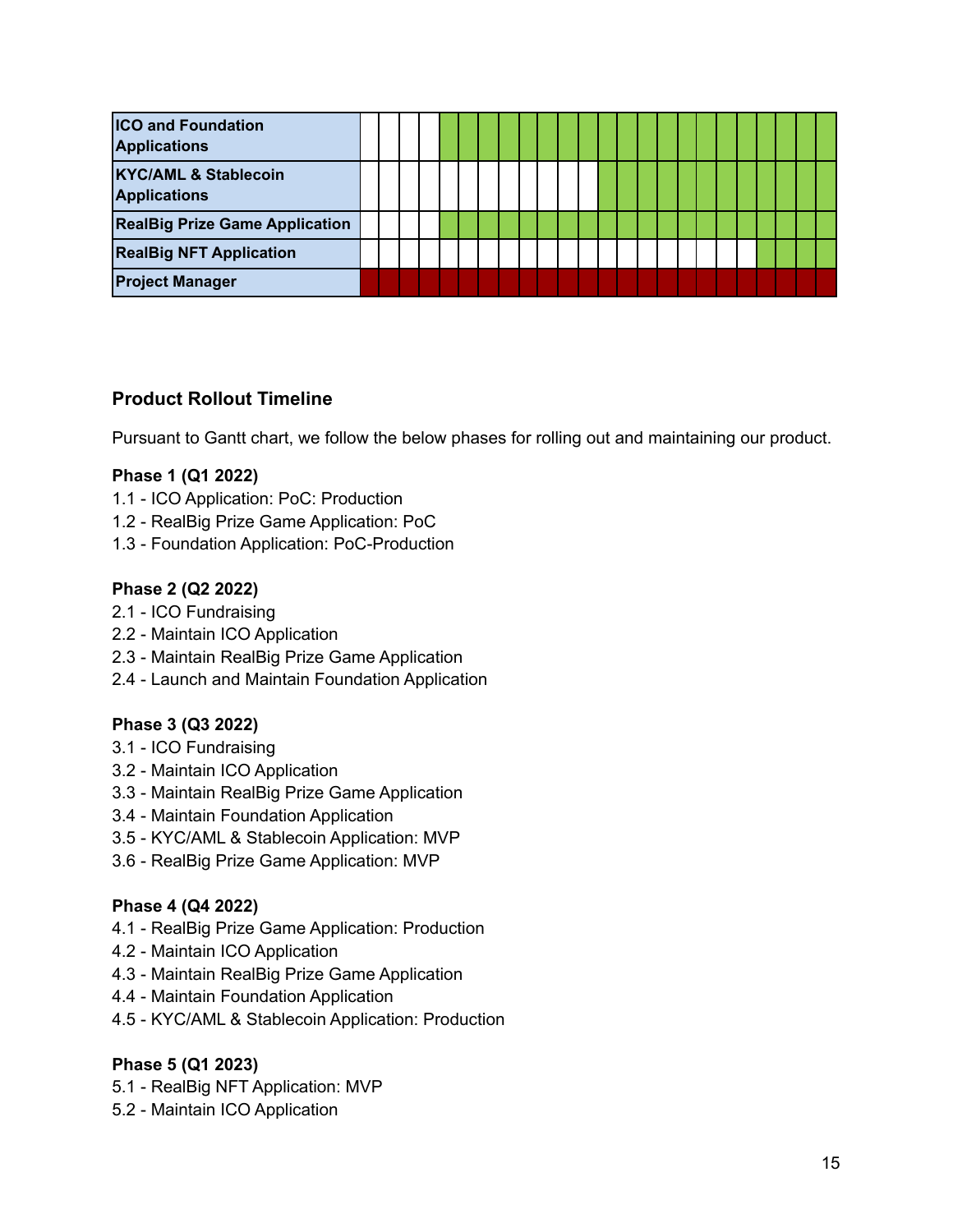| |
|---|
| **ICO and Foundation Applications** |
| **KYC/AML & Stablecoin Applications** |
| **RealBig Prize Game Application** |
| **RealBig NFT Application** |
| **Project Manager** |

### Product Rollout Timeline

Pursuant to Gantt chart, we follow the below phases for rolling out and maintaining our product.

**Phase 1 (Q1 2022)**

1.1 - ICO Application: PoC: Production
1.2 - RealBig Prize Game Application: PoC
1.3 - Foundation Application: PoC-Production

**Phase 2 (Q2 2022)**

2.1 - ICO Fundraising
2.2 - Maintain ICO Application
2.3 - Maintain RealBig Prize Game Application
2.4 - Launch and Maintain Foundation Application

**Phase 3 (Q3 2022)**

3.1 - ICO Fundraising
3.2 - Maintain ICO Application
3.3 - Maintain RealBig Prize Game Application
3.4 - Maintain Foundation Application
3.5 - KYC/AML & Stablecoin Application: MVP
3.6 - RealBig Prize Game Application: MVP

**Phase 4 (Q4 2022)**

4.1 - RealBig Prize Game Application: Production
4.2 - Maintain ICO Application
4.3 - Maintain RealBig Prize Game Application
4.4 - Maintain Foundation Application
4.5 - KYC/AML & Stablecoin Application: Production

**Phase 5 (Q1 2023)**

5.1 - RealBig NFT Application: MVP
5.2 - Maintain ICO Application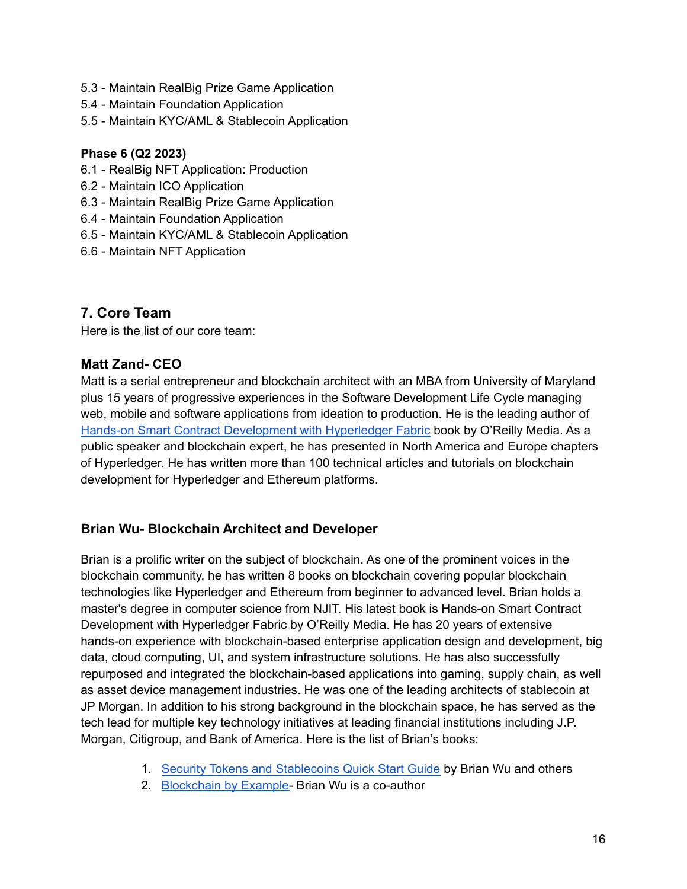5.3 - Maintain RealBig Prize Game Application
5.4 - Maintain Foundation Application
5.5 - Maintain KYC/AML & Stablecoin Application

**Phase 6 (Q2 2023)**
6.1 - RealBig NFT Application: Production
6.2 - Maintain ICO Application
6.3 - Maintain RealBig Prize Game Application
6.4 - Maintain Foundation Application
6.5 - Maintain KYC/AML & Stablecoin Application
6.6 - Maintain NFT Application

## 7. Core Team

Here is the list of our core team:

### Matt Zand- CEO

Matt is a serial entrepreneur and blockchain architect with an MBA from University of Maryland plus 15 years of progressive experiences in the Software Development Life Cycle managing web, mobile and software applications from ideation to production. He is the leading author of Hands-on Smart Contract Development with Hyperledger Fabric book by O'Reilly Media. As a public speaker and blockchain expert, he has presented in North America and Europe chapters of Hyperledger. He has written more than 100 technical articles and tutorials on blockchain development for Hyperledger and Ethereum platforms.

### Brian Wu- Blockchain Architect and Developer

Brian is a prolific writer on the subject of blockchain. As one of the prominent voices in the blockchain community, he has written 8 books on blockchain covering popular blockchain technologies like Hyperledger and Ethereum from beginner to advanced level. Brian holds a master's degree in computer science from NJIT. His latest book is Hands-on Smart Contract Development with Hyperledger Fabric by O'Reilly Media. He has 20 years of extensive hands-on experience with blockchain-based enterprise application design and development, big data, cloud computing, UI, and system infrastructure solutions. He has also successfully repurposed and integrated the blockchain-based applications into gaming, supply chain, as well as asset device management industries. He was one of the leading architects of stablecoin at JP Morgan. In addition to his strong background in the blockchain space, he has served as the tech lead for multiple key technology initiatives at leading financial institutions including J.P. Morgan, Citigroup, and Bank of America. Here is the list of Brian's books:

1. Security Tokens and Stablecoins Quick Start Guide by Brian Wu and others
2. Blockchain by Example- Brian Wu is a co-author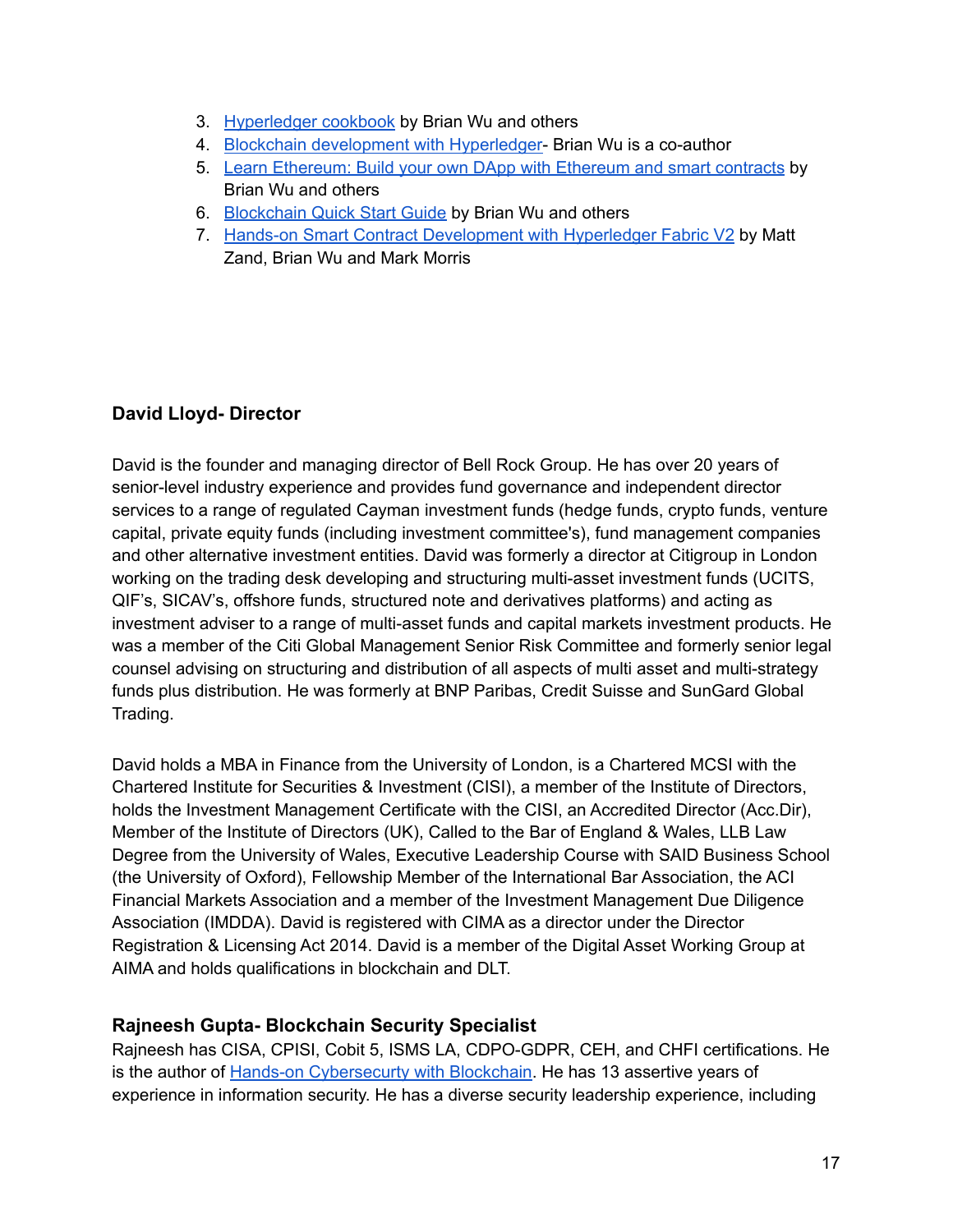3. Hyperledger cookbook by Brian Wu and others
4. Blockchain development with Hyperledger- Brian Wu is a co-author
5. Learn Ethereum: Build your own DApp with Ethereum and smart contracts by Brian Wu and others
6. Blockchain Quick Start Guide by Brian Wu and others
7. Hands-on Smart Contract Development with Hyperledger Fabric V2 by Matt Zand, Brian Wu and Mark Morris

### David Lloyd- Director

David is the founder and managing director of Bell Rock Group. He has over 20 years of senior-level industry experience and provides fund governance and independent director services to a range of regulated Cayman investment funds (hedge funds, crypto funds, venture capital, private equity funds (including investment committee's), fund management companies and other alternative investment entities. David was formerly a director at Citigroup in London working on the trading desk developing and structuring multi-asset investment funds (UCITS, QIF's, SICAV's, offshore funds, structured note and derivatives platforms) and acting as investment adviser to a range of multi-asset funds and capital markets investment products. He was a member of the Citi Global Management Senior Risk Committee and formerly senior legal counsel advising on structuring and distribution of all aspects of multi asset and multi-strategy funds plus distribution. He was formerly at BNP Paribas, Credit Suisse and SunGard Global Trading.

David holds a MBA in Finance from the University of London, is a Chartered MCSI with the Chartered Institute for Securities & Investment (CISI), a member of the Institute of Directors, holds the Investment Management Certificate with the CISI, an Accredited Director (Acc.Dir), Member of the Institute of Directors (UK), Called to the Bar of England & Wales, LLB Law Degree from the University of Wales, Executive Leadership Course with SAID Business School (the University of Oxford), Fellowship Member of the International Bar Association, the ACI Financial Markets Association and a member of the Investment Management Due Diligence Association (IMDDA). David is registered with CIMA as a director under the Director Registration & Licensing Act 2014. David is a member of the Digital Asset Working Group at AIMA and holds qualifications in blockchain and DLT.

### Rajneesh Gupta- Blockchain Security Specialist

Rajneesh has CISA, CPISI, Cobit 5, ISMS LA, CDPO-GDPR, CEH, and CHFI certifications. He is the author of Hands-on Cybersecurty with Blockchain. He has 13 assertive years of experience in information security. He has a diverse security leadership experience, including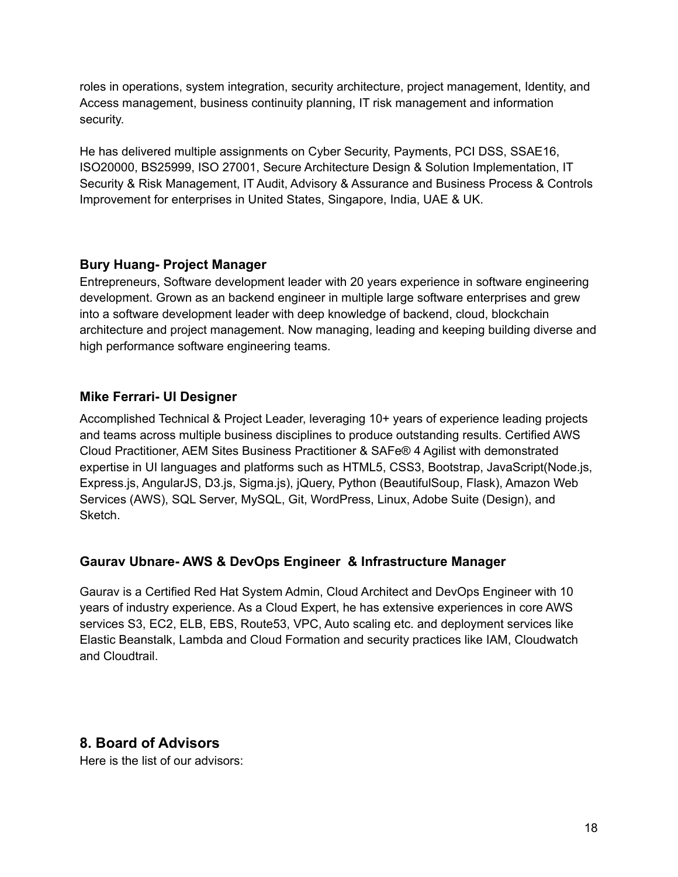roles in operations, system integration, security architecture, project management, Identity, and Access management, business continuity planning, IT risk management and information security.

He has delivered multiple assignments on Cyber Security, Payments, PCI DSS, SSAE16, ISO20000, BS25999, ISO 27001, Secure Architecture Design & Solution Implementation, IT Security & Risk Management, IT Audit, Advisory & Assurance and Business Process & Controls Improvement for enterprises in United States, Singapore, India, UAE & UK.

### Bury Huang- Project Manager

Entrepreneurs, Software development leader with 20 years experience in software engineering development. Grown as an backend engineer in multiple large software enterprises and grew into a software development leader with deep knowledge of backend, cloud, blockchain architecture and project management. Now managing, leading and keeping building diverse and high performance software engineering teams.

### Mike Ferrari- UI Designer

Accomplished Technical & Project Leader, leveraging 10+ years of experience leading projects and teams across multiple business disciplines to produce outstanding results. Certified AWS Cloud Practitioner, AEM Sites Business Practitioner & SAFe® 4 Agilist with demonstrated expertise in UI languages and platforms such as HTML5, CSS3, Bootstrap, JavaScript(Node.js, Express.js, AngularJS, D3.js, Sigma.js), jQuery, Python (BeautifulSoup, Flask), Amazon Web Services (AWS), SQL Server, MySQL, Git, WordPress, Linux, Adobe Suite (Design), and Sketch.

### Gaurav Ubnare- AWS & DevOps Engineer & Infrastructure Manager

Gaurav is a Certified Red Hat System Admin, Cloud Architect and DevOps Engineer with 10 years of industry experience. As a Cloud Expert, he has extensive experiences in core AWS services S3, EC2, ELB, EBS, Route53, VPC, Auto scaling etc. and deployment services like Elastic Beanstalk, Lambda and Cloud Formation and security practices like IAM, Cloudwatch and Cloudtrail.

## 8. Board of Advisors

Here is the list of our advisors: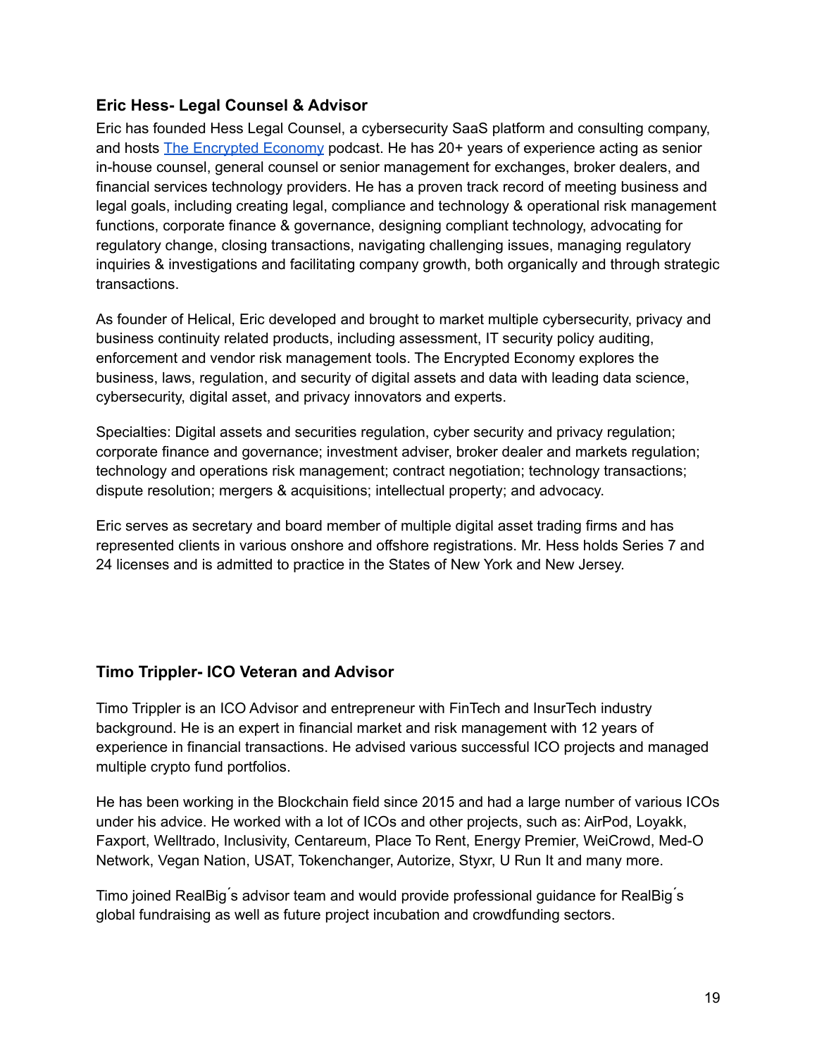### Eric Hess- Legal Counsel & Advisor

Eric has founded Hess Legal Counsel, a cybersecurity SaaS platform and consulting company, and hosts [The Encrypted Economy](#) podcast. He has 20+ years of experience acting as senior in-house counsel, general counsel or senior management for exchanges, broker dealers, and financial services technology providers. He has a proven track record of meeting business and legal goals, including creating legal, compliance and technology & operational risk management functions, corporate finance & governance, designing compliant technology, advocating for regulatory change, closing transactions, navigating challenging issues, managing regulatory inquiries & investigations and facilitating company growth, both organically and through strategic transactions.

As founder of Helical, Eric developed and brought to market multiple cybersecurity, privacy and business continuity related products, including assessment, IT security policy auditing, enforcement and vendor risk management tools. The Encrypted Economy explores the business, laws, regulation, and security of digital assets and data with leading data science, cybersecurity, digital asset, and privacy innovators and experts.

Specialties: Digital assets and securities regulation, cyber security and privacy regulation; corporate finance and governance; investment adviser, broker dealer and markets regulation; technology and operations risk management; contract negotiation; technology transactions; dispute resolution; mergers & acquisitions; intellectual property; and advocacy.

Eric serves as secretary and board member of multiple digital asset trading firms and has represented clients in various onshore and offshore registrations. Mr. Hess holds Series 7 and 24 licenses and is admitted to practice in the States of New York and New Jersey.

### Timo Trippler- ICO Veteran and Advisor

Timo Trippler is an ICO Advisor and entrepreneur with FinTech and InsurTech industry background. He is an expert in financial market and risk management with 12 years of experience in financial transactions. He advised various successful ICO projects and managed multiple crypto fund portfolios.

He has been working in the Blockchain field since 2015 and had a large number of various ICOs under his advice. He worked with a lot of ICOs and other projects, such as: AirPod, Loyakk, Faxport, Welltrado, Inclusivity, Centareum, Place To Rent, Energy Premier, WeiCrowd, Med-O Network, Vegan Nation, USAT, Tokenchanger, Autorize, Styxr, U Run It and many more.

Timo joined RealBig´s advisor team and would provide professional guidance for RealBig´s global fundraising as well as future project incubation and crowdfunding sectors.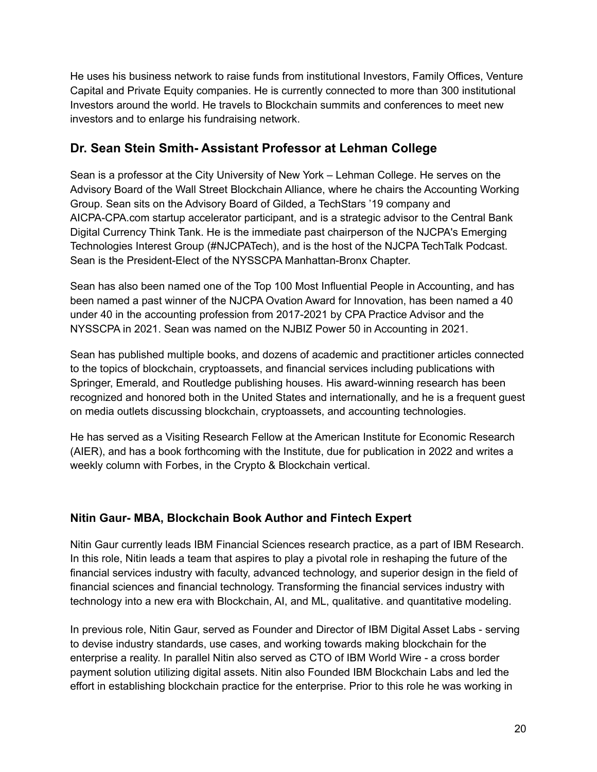He uses his business network to raise funds from institutional Investors, Family Offices, Venture Capital and Private Equity companies. He is currently connected to more than 300 institutional Investors around the world. He travels to Blockchain summits and conferences to meet new investors and to enlarge his fundraising network.

## Dr. Sean Stein Smith- Assistant Professor at Lehman College

Sean is a professor at the City University of New York – Lehman College. He serves on the Advisory Board of the Wall Street Blockchain Alliance, where he chairs the Accounting Working Group. Sean sits on the Advisory Board of Gilded, a TechStars '19 company and AICPA-CPA.com startup accelerator participant, and is a strategic advisor to the Central Bank Digital Currency Think Tank. He is the immediate past chairperson of the NJCPA's Emerging Technologies Interest Group (#NJCPATech), and is the host of the NJCPA TechTalk Podcast. Sean is the President-Elect of the NYSSCPA Manhattan-Bronx Chapter.

Sean has also been named one of the Top 100 Most Influential People in Accounting, and has been named a past winner of the NJCPA Ovation Award for Innovation, has been named a 40 under 40 in the accounting profession from 2017-2021 by CPA Practice Advisor and the NYSSCPA in 2021. Sean was named on the NJBIZ Power 50 in Accounting in 2021.

Sean has published multiple books, and dozens of academic and practitioner articles connected to the topics of blockchain, cryptoassets, and financial services including publications with Springer, Emerald, and Routledge publishing houses. His award-winning research has been recognized and honored both in the United States and internationally, and he is a frequent guest on media outlets discussing blockchain, cryptoassets, and accounting technologies.

He has served as a Visiting Research Fellow at the American Institute for Economic Research (AIER), and has a book forthcoming with the Institute, due for publication in 2022 and writes a weekly column with Forbes, in the Crypto & Blockchain vertical.

### Nitin Gaur- MBA, Blockchain Book Author and Fintech Expert

Nitin Gaur currently leads IBM Financial Sciences research practice, as a part of IBM Research. In this role, Nitin leads a team that aspires to play a pivotal role in reshaping the future of the financial services industry with faculty, advanced technology, and superior design in the field of financial sciences and financial technology. Transforming the financial services industry with technology into a new era with Blockchain, AI, and ML, qualitative. and quantitative modeling.

In previous role, Nitin Gaur, served as Founder and Director of IBM Digital Asset Labs - serving to devise industry standards, use cases, and working towards making blockchain for the enterprise a reality. In parallel Nitin also served as CTO of IBM World Wire - a cross border payment solution utilizing digital assets. Nitin also Founded IBM Blockchain Labs and led the effort in establishing blockchain practice for the enterprise. Prior to this role he was working in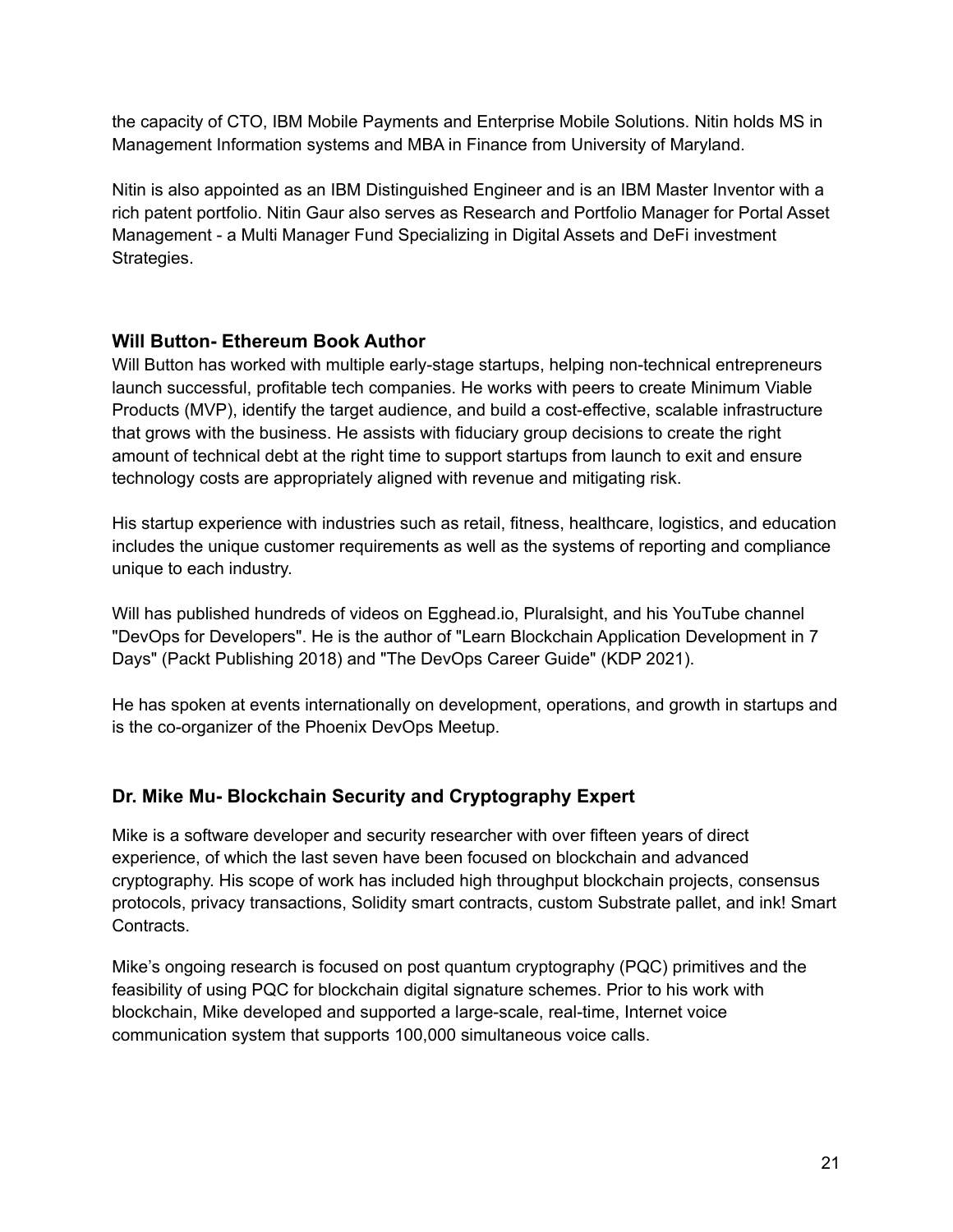the capacity of CTO, IBM Mobile Payments and Enterprise Mobile Solutions. Nitin holds MS in Management Information systems and MBA in Finance from University of Maryland.

Nitin is also appointed as an IBM Distinguished Engineer and is an IBM Master Inventor with a rich patent portfolio. Nitin Gaur also serves as Research and Portfolio Manager for Portal Asset Management - a Multi Manager Fund Specializing in Digital Assets and DeFi investment Strategies.

### Will Button- Ethereum Book Author

Will Button has worked with multiple early-stage startups, helping non-technical entrepreneurs launch successful, profitable tech companies. He works with peers to create Minimum Viable Products (MVP), identify the target audience, and build a cost-effective, scalable infrastructure that grows with the business. He assists with fiduciary group decisions to create the right amount of technical debt at the right time to support startups from launch to exit and ensure technology costs are appropriately aligned with revenue and mitigating risk.

His startup experience with industries such as retail, fitness, healthcare, logistics, and education includes the unique customer requirements as well as the systems of reporting and compliance unique to each industry.

Will has published hundreds of videos on Egghead.io, Pluralsight, and his YouTube channel "DevOps for Developers". He is the author of "Learn Blockchain Application Development in 7 Days" (Packt Publishing 2018) and "The DevOps Career Guide" (KDP 2021).

He has spoken at events internationally on development, operations, and growth in startups and is the co-organizer of the Phoenix DevOps Meetup.

### Dr. Mike Mu- Blockchain Security and Cryptography Expert

Mike is a software developer and security researcher with over fifteen years of direct experience, of which the last seven have been focused on blockchain and advanced cryptography. His scope of work has included high throughput blockchain projects, consensus protocols, privacy transactions, Solidity smart contracts, custom Substrate pallet, and ink! Smart Contracts.

Mike's ongoing research is focused on post quantum cryptography (PQC) primitives and the feasibility of using PQC for blockchain digital signature schemes. Prior to his work with blockchain, Mike developed and supported a large-scale, real-time, Internet voice communication system that supports 100,000 simultaneous voice calls.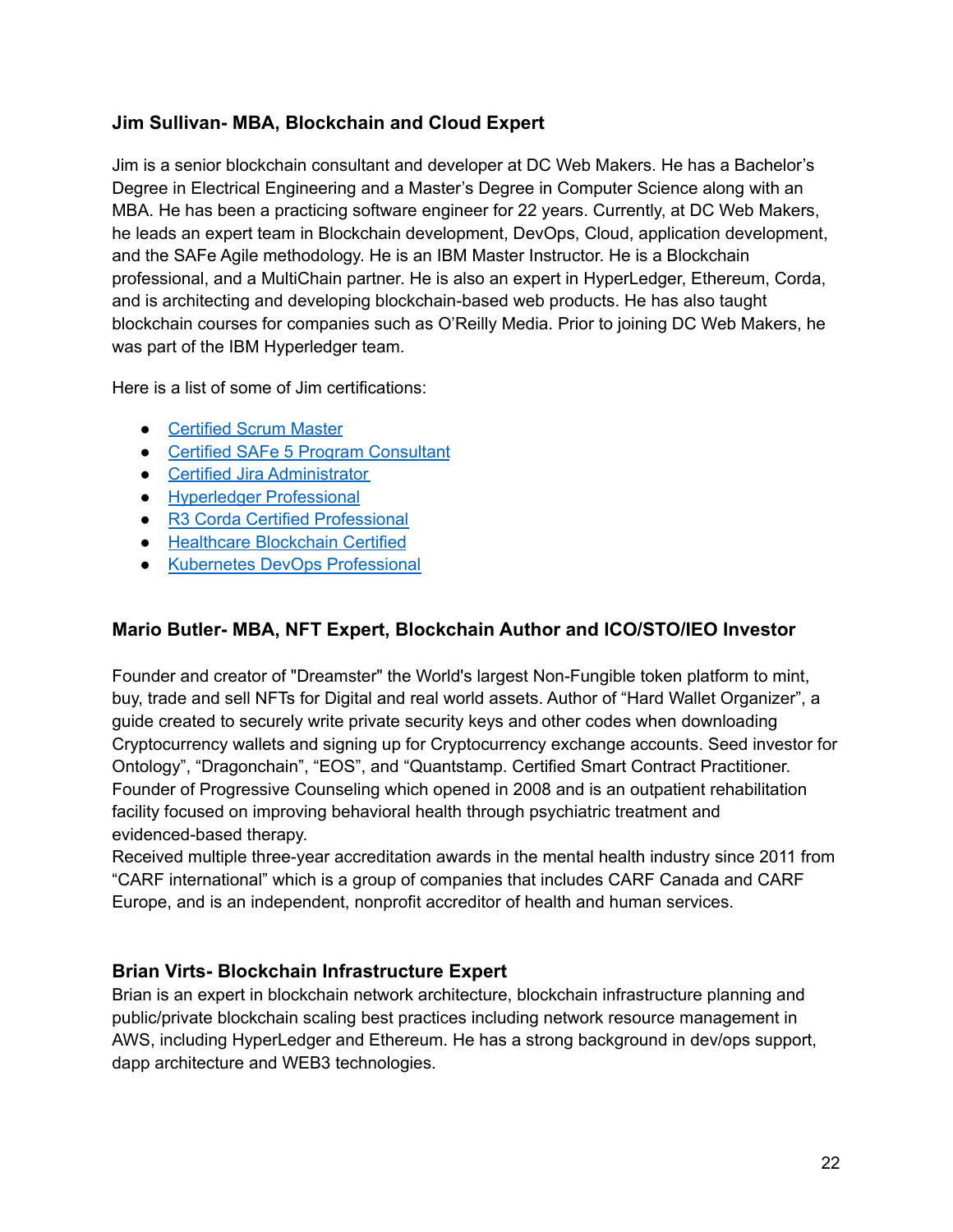### Jim Sullivan- MBA, Blockchain and Cloud Expert

Jim is a senior blockchain consultant and developer at DC Web Makers. He has a Bachelor's Degree in Electrical Engineering and a Master's Degree in Computer Science along with an MBA. He has been a practicing software engineer for 22 years. Currently, at DC Web Makers, he leads an expert team in Blockchain development, DevOps, Cloud, application development, and the SAFe Agile methodology. He is an IBM Master Instructor. He is a Blockchain professional, and a MultiChain partner. He is also an expert in HyperLedger, Ethereum, Corda, and is architecting and developing blockchain-based web products. He has also taught blockchain courses for companies such as O'Reilly Media. Prior to joining DC Web Makers, he was part of the IBM Hyperledger team.

Here is a list of some of Jim certifications:

- Certified Scrum Master
- Certified SAFe 5 Program Consultant
- Certified Jira Administrator
- Hyperledger Professional
- R3 Corda Certified Professional
- Healthcare Blockchain Certified
- Kubernetes DevOps Professional

### Mario Butler- MBA, NFT Expert, Blockchain Author and ICO/STO/IEO Investor

Founder and creator of "Dreamster" the World's largest Non-Fungible token platform to mint, buy, trade and sell NFTs for Digital and real world assets. Author of "Hard Wallet Organizer", a guide created to securely write private security keys and other codes when downloading Cryptocurrency wallets and signing up for Cryptocurrency exchange accounts. Seed investor for Ontology", "Dragonchain", "EOS", and "Quantstamp. Certified Smart Contract Practitioner. Founder of Progressive Counseling which opened in 2008 and is an outpatient rehabilitation facility focused on improving behavioral health through psychiatric treatment and evidenced-based therapy.
Received multiple three-year accreditation awards in the mental health industry since 2011 from "CARF international" which is a group of companies that includes CARF Canada and CARF Europe, and is an independent, nonprofit accreditor of health and human services.

### Brian Virts- Blockchain Infrastructure Expert

Brian is an expert in blockchain network architecture, blockchain infrastructure planning and public/private blockchain scaling best practices including network resource management in AWS, including HyperLedger and Ethereum. He has a strong background in dev/ops support, dapp architecture and WEB3 technologies.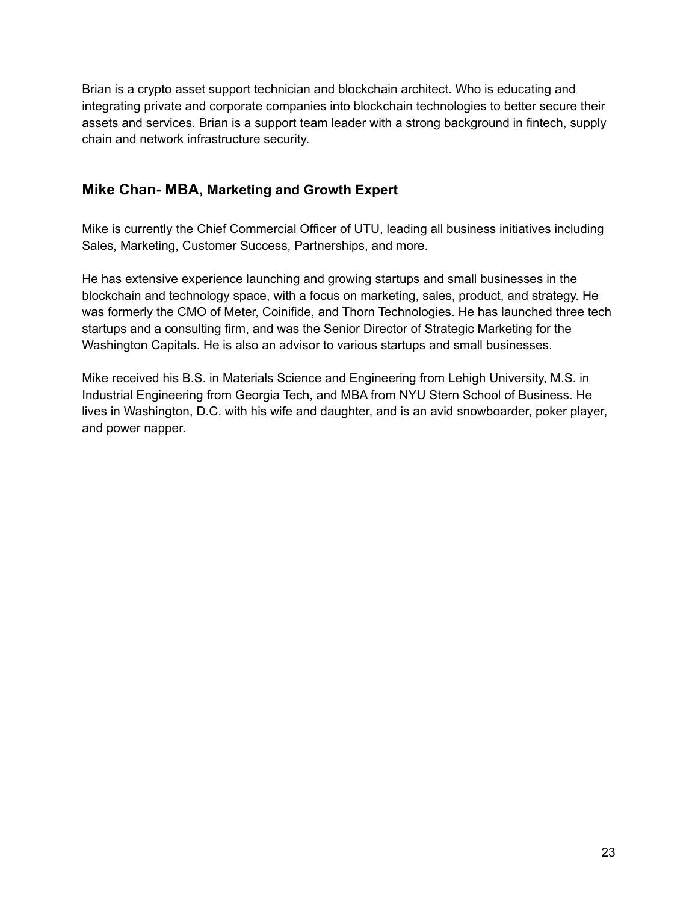Brian is a crypto asset support technician and blockchain architect. Who is educating and integrating private and corporate companies into blockchain technologies to better secure their assets and services. Brian is a support team leader with a strong background in fintech, supply chain and network infrastructure security.

### Mike Chan- MBA, Marketing and Growth Expert

Mike is currently the Chief Commercial Officer of UTU, leading all business initiatives including Sales, Marketing, Customer Success, Partnerships, and more.

He has extensive experience launching and growing startups and small businesses in the blockchain and technology space, with a focus on marketing, sales, product, and strategy. He was formerly the CMO of Meter, Coinifide, and Thorn Technologies. He has launched three tech startups and a consulting firm, and was the Senior Director of Strategic Marketing for the Washington Capitals. He is also an advisor to various startups and small businesses.

Mike received his B.S. in Materials Science and Engineering from Lehigh University, M.S. in Industrial Engineering from Georgia Tech, and MBA from NYU Stern School of Business. He lives in Washington, D.C. with his wife and daughter, and is an avid snowboarder, poker player, and power napper.